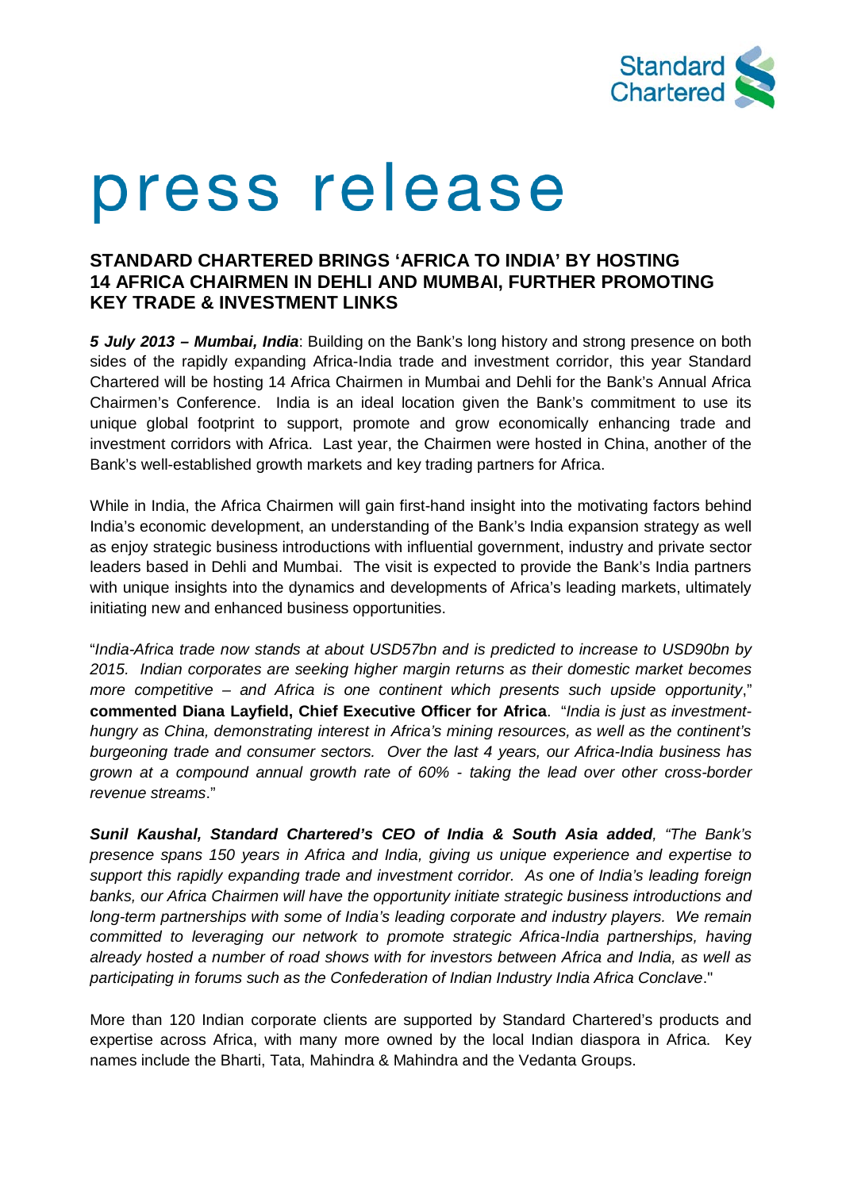# press release

## STANDARD CHARTERED BRINGS 'AFRICA TO INDIA' BY HOSTING 14 AFRICA CHAIRMEN IN DEHLI AND MUMBAI, FURTHER PROMOTING KEY TRADE & INVESTMENT LINKS

***5 July 2013 – Mumbai, India***: Building on the Bank's long history and strong presence on both sides of the rapidly expanding Africa-India trade and investment corridor, this year Standard Chartered will be hosting 14 Africa Chairmen in Mumbai and Dehli for the Bank's Annual Africa Chairmen's Conference. India is an ideal location given the Bank's commitment to use its unique global footprint to support, promote and grow economically enhancing trade and investment corridors with Africa. Last year, the Chairmen were hosted in China, another of the Bank's well-established growth markets and key trading partners for Africa.

While in India, the Africa Chairmen will gain first-hand insight into the motivating factors behind India's economic development, an understanding of the Bank's India expansion strategy as well as enjoy strategic business introductions with influential government, industry and private sector leaders based in Dehli and Mumbai. The visit is expected to provide the Bank's India partners with unique insights into the dynamics and developments of Africa's leading markets, ultimately initiating new and enhanced business opportunities.

"*India-Africa trade now stands at about USD57bn and is predicted to increase to USD90bn by 2015. Indian corporates are seeking higher margin returns as their domestic market becomes more competitive – and Africa is one continent which presents such upside opportunity*," **commented Diana Layfield, Chief Executive Officer for Africa**. "*India is just as investment-hungry as China, demonstrating interest in Africa's mining resources, as well as the continent's burgeoning trade and consumer sectors. Over the last 4 years, our Africa-India business has grown at a compound annual growth rate of 60% - taking the lead over other cross-border revenue streams*."

***Sunil Kaushal, Standard Chartered's CEO of India & South Asia added**, "The Bank's presence spans 150 years in Africa and India, giving us unique experience and expertise to support this rapidly expanding trade and investment corridor. As one of India's leading foreign banks, our Africa Chairmen will have the opportunity initiate strategic business introductions and long-term partnerships with some of India's leading corporate and industry players. We remain committed to leveraging our network to promote strategic Africa-India partnerships, having already hosted a number of road shows with for investors between Africa and India, as well as participating in forums such as the Confederation of Indian Industry India Africa Conclave*."

More than 120 Indian corporate clients are supported by Standard Chartered's products and expertise across Africa, with many more owned by the local Indian diaspora in Africa. Key names include the Bharti, Tata, Mahindra & Mahindra and the Vedanta Groups.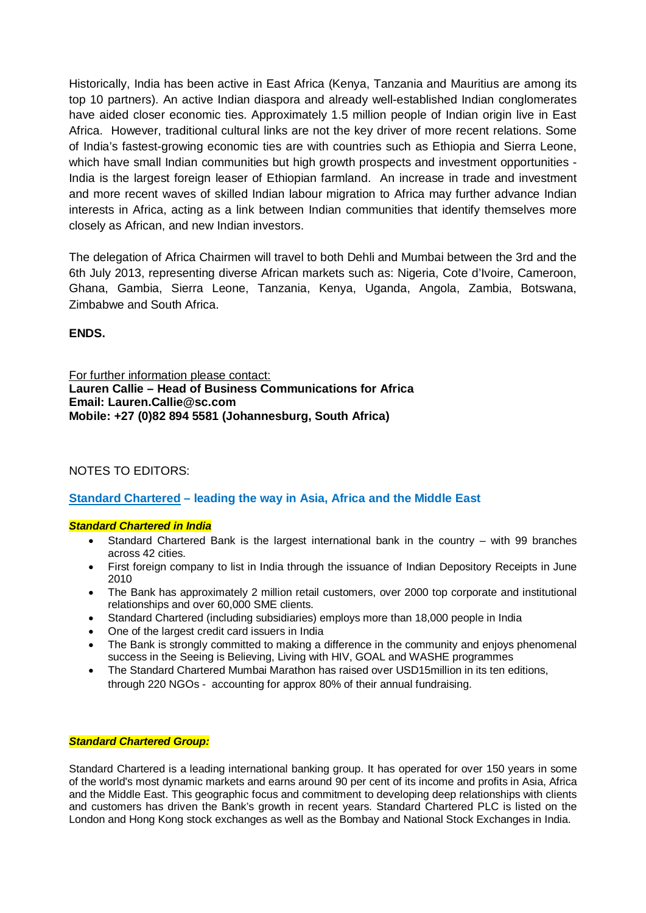Historically, India has been active in East Africa (Kenya, Tanzania and Mauritius are among its top 10 partners). An active Indian diaspora and already well-established Indian conglomerates have aided closer economic ties. Approximately 1.5 million people of Indian origin live in East Africa. However, traditional cultural links are not the key driver of more recent relations. Some of India's fastest-growing economic ties are with countries such as Ethiopia and Sierra Leone, which have small Indian communities but high growth prospects and investment opportunities - India is the largest foreign leaser of Ethiopian farmland. An increase in trade and investment and more recent waves of skilled Indian labour migration to Africa may further advance Indian interests in Africa, acting as a link between Indian communities that identify themselves more closely as African, and new Indian investors.

The delegation of Africa Chairmen will travel to both Dehli and Mumbai between the 3rd and the 6th July 2013, representing diverse African markets such as: Nigeria, Cote d'Ivoire, Cameroon, Ghana, Gambia, Sierra Leone, Tanzania, Kenya, Uganda, Angola, Zambia, Botswana, Zimbabwe and South Africa.

**ENDS.**

For further information please contact:
**Lauren Callie – Head of Business Communications for Africa**
**Email: Lauren.Callie@sc.com**
**Mobile: +27 (0)82 894 5581 (Johannesburg, South Africa)**

NOTES TO EDITORS:

## Standard Chartered – leading the way in Asia, Africa and the Middle East

***Standard Chartered in India***

- Standard Chartered Bank is the largest international bank in the country – with 99 branches across 42 cities.
- First foreign company to list in India through the issuance of Indian Depository Receipts in June 2010
- The Bank has approximately 2 million retail customers, over 2000 top corporate and institutional relationships and over 60,000 SME clients.
- Standard Chartered (including subsidiaries) employs more than 18,000 people in India
- One of the largest credit card issuers in India
- The Bank is strongly committed to making a difference in the community and enjoys phenomenal success in the Seeing is Believing, Living with HIV, GOAL and WASHE programmes
- The Standard Chartered Mumbai Marathon has raised over USD15million in its ten editions, through 220 NGOs - accounting for approx 80% of their annual fundraising.

***Standard Chartered Group:***

Standard Chartered is a leading international banking group. It has operated for over 150 years in some of the world's most dynamic markets and earns around 90 per cent of its income and profits in Asia, Africa and the Middle East. This geographic focus and commitment to developing deep relationships with clients and customers has driven the Bank's growth in recent years. Standard Chartered PLC is listed on the London and Hong Kong stock exchanges as well as the Bombay and National Stock Exchanges in India.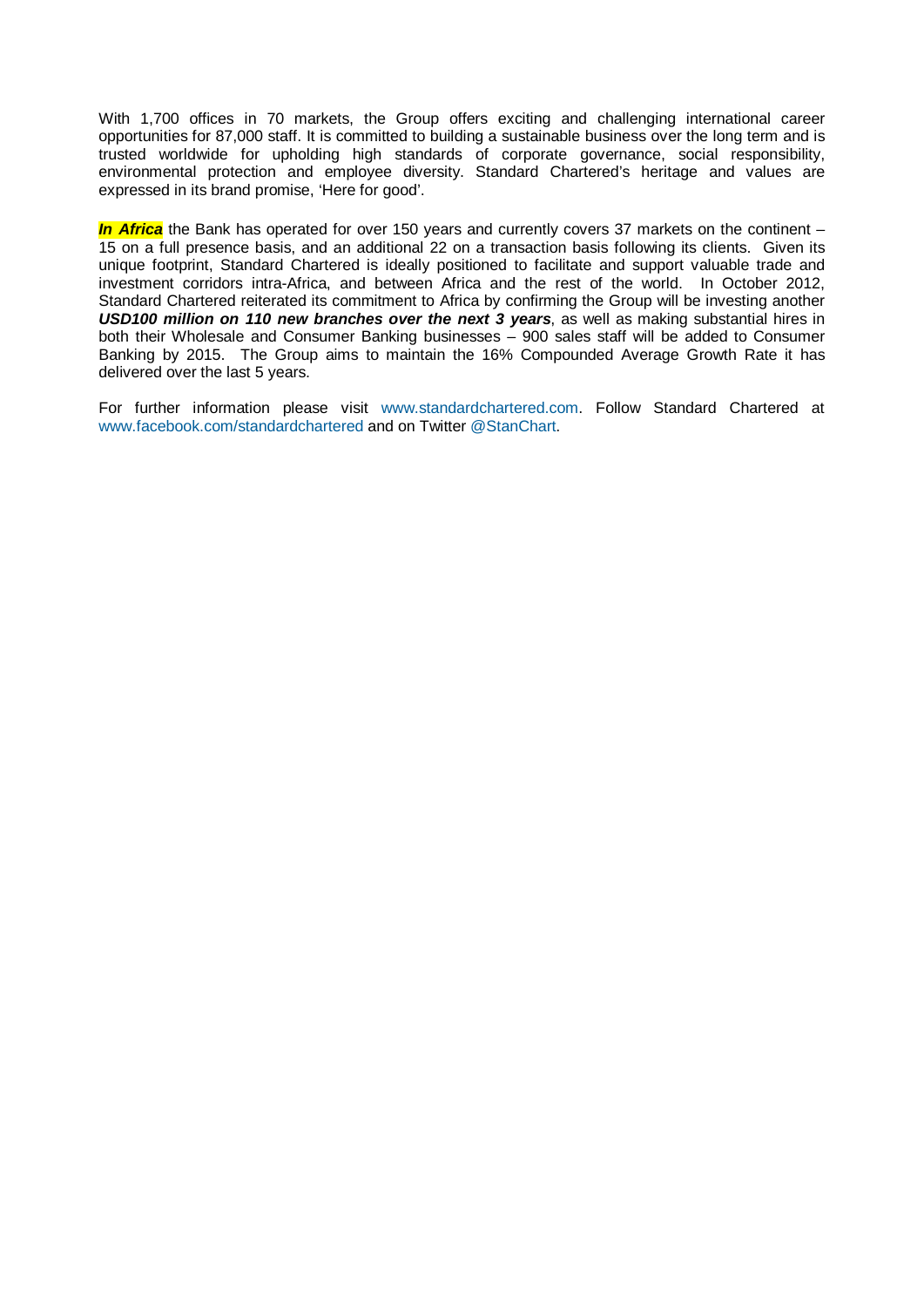With 1,700 offices in 70 markets, the Group offers exciting and challenging international career opportunities for 87,000 staff. It is committed to building a sustainable business over the long term and is trusted worldwide for upholding high standards of corporate governance, social responsibility, environmental protection and employee diversity. Standard Chartered's heritage and values are expressed in its brand promise, 'Here for good'.

***In Africa*** the Bank has operated for over 150 years and currently covers 37 markets on the continent – 15 on a full presence basis, and an additional 22 on a transaction basis following its clients. Given its unique footprint, Standard Chartered is ideally positioned to facilitate and support valuable trade and investment corridors intra-Africa, and between Africa and the rest of the world. In October 2012, Standard Chartered reiterated its commitment to Africa by confirming the Group will be investing another ***USD100 million on 110 new branches over the next 3 years***, as well as making substantial hires in both their Wholesale and Consumer Banking businesses – 900 sales staff will be added to Consumer Banking by 2015. The Group aims to maintain the 16% Compounded Average Growth Rate it has delivered over the last 5 years.

For further information please visit www.standardchartered.com. Follow Standard Chartered at www.facebook.com/standardchartered and on Twitter @StanChart.